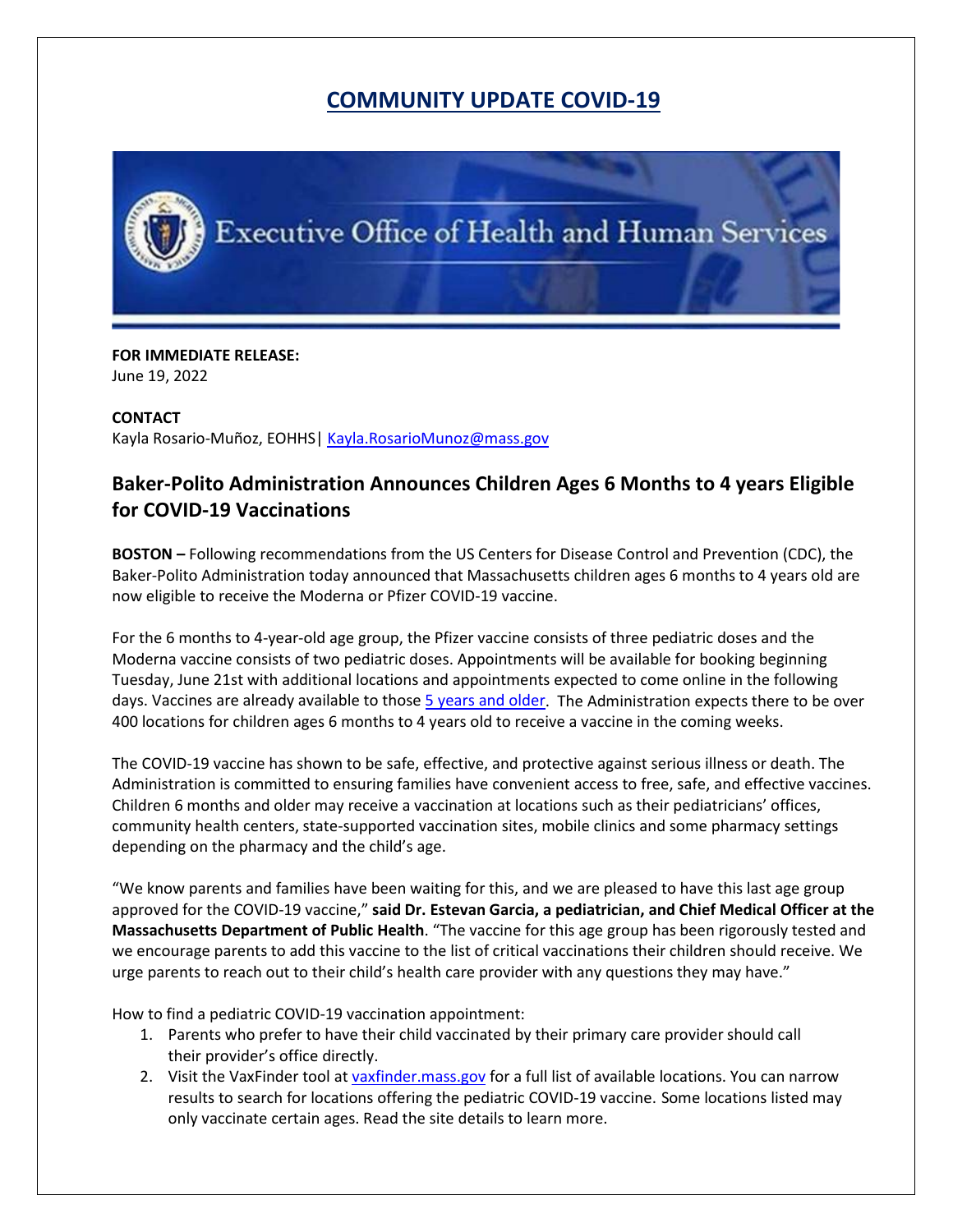# COMMUNITY UPDATE COVID-19

Executive Office of Health and Human Services

**FOR IMMEDIATE RELEASE:**
June 19, 2022

**CONTACT**
Kayla Rosario-Muñoz, EOHHS| Kayla.RosarioMunoz@mass.gov

## Baker-Polito Administration Announces Children Ages 6 Months to 4 years Eligible for COVID-19 Vaccinations

**BOSTON –** Following recommendations from the US Centers for Disease Control and Prevention (CDC), the Baker-Polito Administration today announced that Massachusetts children ages 6 months to 4 years old are now eligible to receive the Moderna or Pfizer COVID-19 vaccine.

For the 6 months to 4-year-old age group, the Pfizer vaccine consists of three pediatric doses and the Moderna vaccine consists of two pediatric doses. Appointments will be available for booking beginning Tuesday, June 21st with additional locations and appointments expected to come online in the following days. Vaccines are already available to those 5 years and older. The Administration expects there to be over 400 locations for children ages 6 months to 4 years old to receive a vaccine in the coming weeks.

The COVID-19 vaccine has shown to be safe, effective, and protective against serious illness or death. The Administration is committed to ensuring families have convenient access to free, safe, and effective vaccines. Children 6 months and older may receive a vaccination at locations such as their pediatricians' offices, community health centers, state-supported vaccination sites, mobile clinics and some pharmacy settings depending on the pharmacy and the child's age.

"We know parents and families have been waiting for this, and we are pleased to have this last age group approved for the COVID-19 vaccine," **said Dr. Estevan Garcia, a pediatrician, and Chief Medical Officer at the Massachusetts Department of Public Health**. "The vaccine for this age group has been rigorously tested and we encourage parents to add this vaccine to the list of critical vaccinations their children should receive. We urge parents to reach out to their child's health care provider with any questions they may have."

How to find a pediatric COVID-19 vaccination appointment:

1. Parents who prefer to have their child vaccinated by their primary care provider should call their provider's office directly.
2. Visit the VaxFinder tool at vaxfinder.mass.gov for a full list of available locations. You can narrow results to search for locations offering the pediatric COVID-19 vaccine. Some locations listed may only vaccinate certain ages. Read the site details to learn more.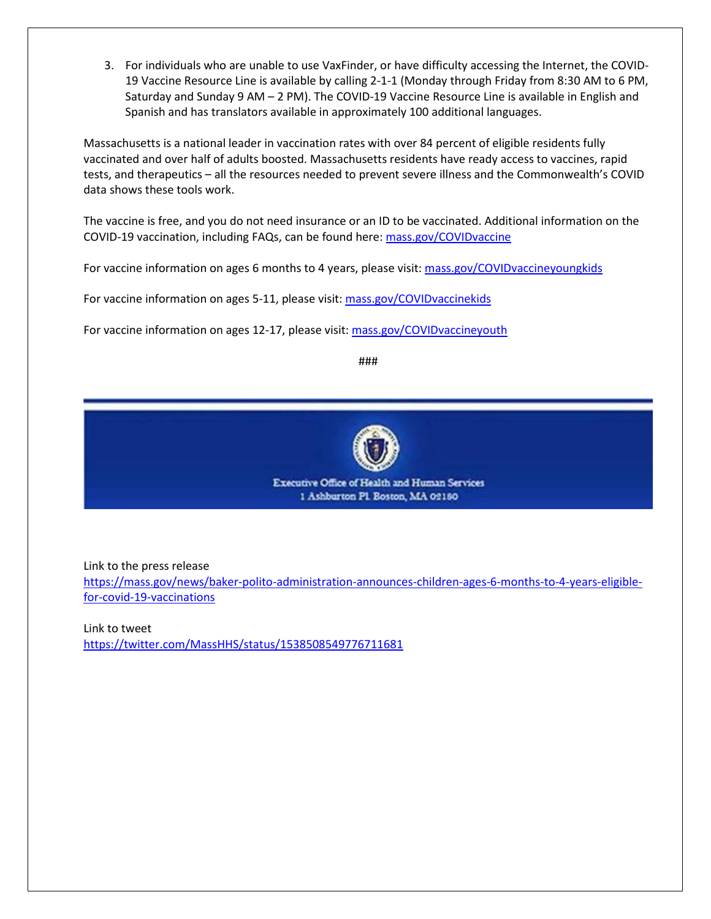3. For individuals who are unable to use VaxFinder, or have difficulty accessing the Internet, the COVID-19 Vaccine Resource Line is available by calling 2-1-1 (Monday through Friday from 8:30 AM to 6 PM, Saturday and Sunday 9 AM – 2 PM). The COVID-19 Vaccine Resource Line is available in English and Spanish and has translators available in approximately 100 additional languages.

Massachusetts is a national leader in vaccination rates with over 84 percent of eligible residents fully vaccinated and over half of adults boosted. Massachusetts residents have ready access to vaccines, rapid tests, and therapeutics – all the resources needed to prevent severe illness and the Commonwealth's COVID data shows these tools work.

The vaccine is free, and you do not need insurance or an ID to be vaccinated. Additional information on the COVID-19 vaccination, including FAQs, can be found here: [mass.gov/COVIDvaccine](mass.gov/COVIDvaccine)

For vaccine information on ages 6 months to 4 years, please visit: [mass.gov/COVIDvaccineyoungkids](mass.gov/COVIDvaccineyoungkids)

For vaccine information on ages 5-11, please visit: [mass.gov/COVIDvaccinekids](mass.gov/COVIDvaccinekids)

For vaccine information on ages 12-17, please visit: [mass.gov/COVIDvaccineyouth](mass.gov/COVIDvaccineyouth)

###

Executive Office of Health and Human Services
1 Ashburton Pl. Boston, MA 02180

Link to the press release
https://mass.gov/news/baker-polito-administration-announces-children-ages-6-months-to-4-years-eligible-for-covid-19-vaccinations

Link to tweet
https://twitter.com/MassHHS/status/1538508549776711681